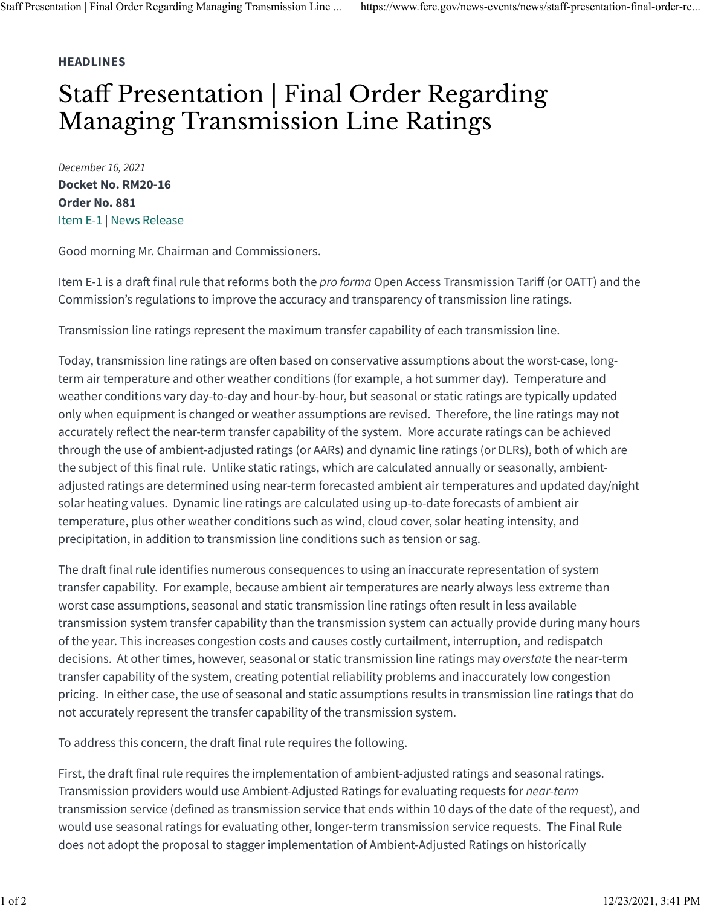**HEADLINES**

# Staff Presentation | Final Order Regarding Managing Transmission Line Ratings

*December 16, 2021*
**Docket No. RM20-16**
**Order No. 881**
[Item E-1](#) | [News Release](#)

Good morning Mr. Chairman and Commissioners.

Item E-1 is a draft final rule that reforms both the *pro forma* Open Access Transmission Tariff (or OATT) and the Commission's regulations to improve the accuracy and transparency of transmission line ratings.

Transmission line ratings represent the maximum transfer capability of each transmission line.

Today, transmission line ratings are often based on conservative assumptions about the worst-case, long-term air temperature and other weather conditions (for example, a hot summer day). Temperature and weather conditions vary day-to-day and hour-by-hour, but seasonal or static ratings are typically updated only when equipment is changed or weather assumptions are revised. Therefore, the line ratings may not accurately reflect the near-term transfer capability of the system. More accurate ratings can be achieved through the use of ambient-adjusted ratings (or AARs) and dynamic line ratings (or DLRs), both of which are the subject of this final rule. Unlike static ratings, which are calculated annually or seasonally, ambient-adjusted ratings are determined using near-term forecasted ambient air temperatures and updated day/night solar heating values. Dynamic line ratings are calculated using up-to-date forecasts of ambient air temperature, plus other weather conditions such as wind, cloud cover, solar heating intensity, and precipitation, in addition to transmission line conditions such as tension or sag.

The draft final rule identifies numerous consequences to using an inaccurate representation of system transfer capability. For example, because ambient air temperatures are nearly always less extreme than worst case assumptions, seasonal and static transmission line ratings often result in less available transmission system transfer capability than the transmission system can actually provide during many hours of the year. This increases congestion costs and causes costly curtailment, interruption, and redispatch decisions. At other times, however, seasonal or static transmission line ratings may *overstate* the near-term transfer capability of the system, creating potential reliability problems and inaccurately low congestion pricing. In either case, the use of seasonal and static assumptions results in transmission line ratings that do not accurately represent the transfer capability of the transmission system.

To address this concern, the draft final rule requires the following.

First, the draft final rule requires the implementation of ambient-adjusted ratings and seasonal ratings. Transmission providers would use Ambient-Adjusted Ratings for evaluating requests for *near-term* transmission service (defined as transmission service that ends within 10 days of the date of the request), and would use seasonal ratings for evaluating other, longer-term transmission service requests. The Final Rule does not adopt the proposal to stagger implementation of Ambient-Adjusted Ratings on historically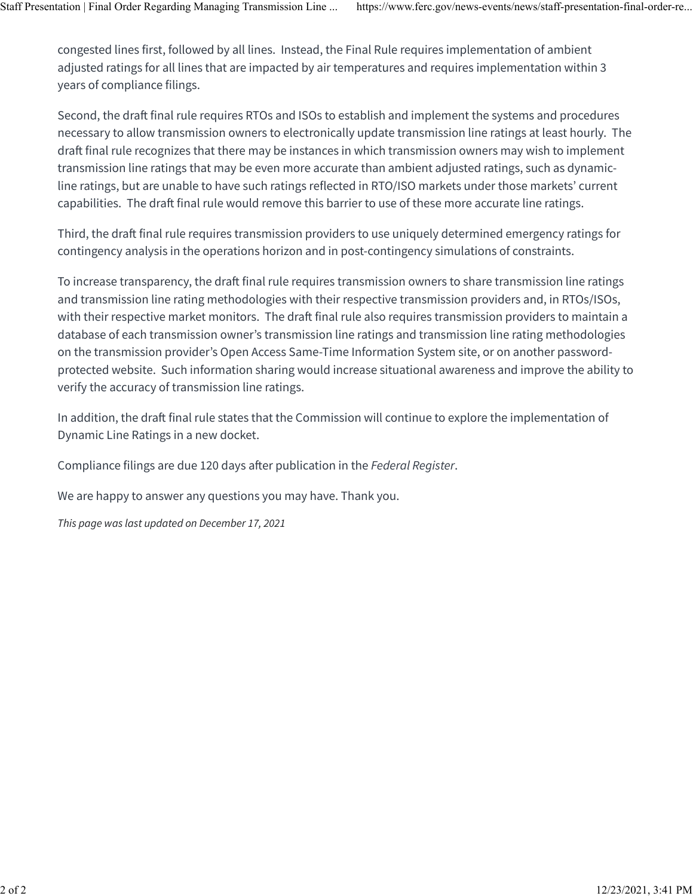congested lines first, followed by all lines. Instead, the Final Rule requires implementation of ambient adjusted ratings for all lines that are impacted by air temperatures and requires implementation within 3 years of compliance filings.

Second, the draft final rule requires RTOs and ISOs to establish and implement the systems and procedures necessary to allow transmission owners to electronically update transmission line ratings at least hourly. The draft final rule recognizes that there may be instances in which transmission owners may wish to implement transmission line ratings that may be even more accurate than ambient adjusted ratings, such as dynamic-line ratings, but are unable to have such ratings reflected in RTO/ISO markets under those markets' current capabilities. The draft final rule would remove this barrier to use of these more accurate line ratings.

Third, the draft final rule requires transmission providers to use uniquely determined emergency ratings for contingency analysis in the operations horizon and in post-contingency simulations of constraints.

To increase transparency, the draft final rule requires transmission owners to share transmission line ratings and transmission line rating methodologies with their respective transmission providers and, in RTOs/ISOs, with their respective market monitors. The draft final rule also requires transmission providers to maintain a database of each transmission owner's transmission line ratings and transmission line rating methodologies on the transmission provider's Open Access Same-Time Information System site, or on another password-protected website. Such information sharing would increase situational awareness and improve the ability to verify the accuracy of transmission line ratings.

In addition, the draft final rule states that the Commission will continue to explore the implementation of Dynamic Line Ratings in a new docket.

Compliance filings are due 120 days after publication in the *Federal Register*.

We are happy to answer any questions you may have. Thank you.

*This page was last updated on December 17, 2021*